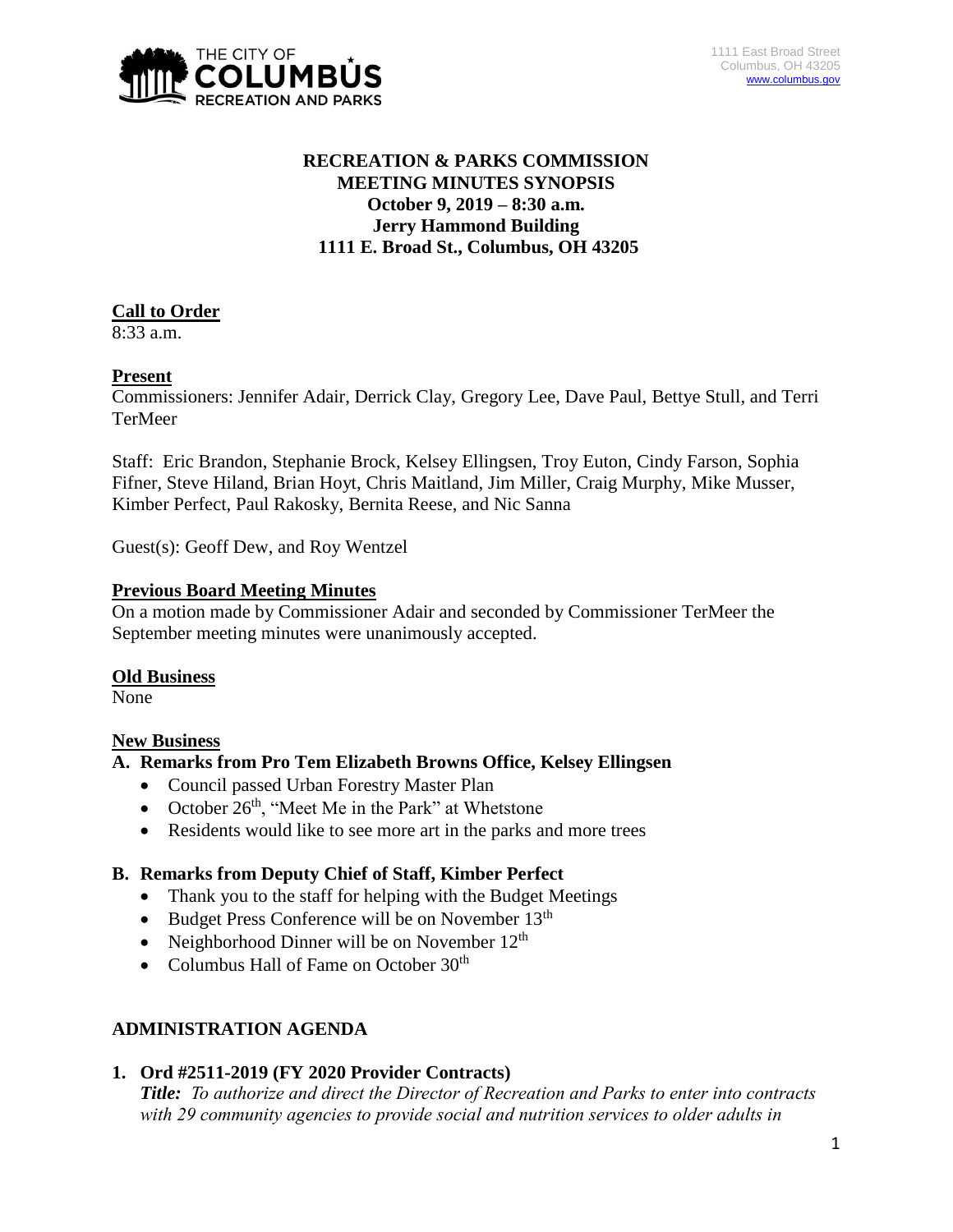THE CITY OF COLUMBUS RECREATION AND PARKS

1111 East Broad Street
Columbus, OH 43205
www.columbus.gov

**RECREATION & PARKS COMMISSION**
**MEETING MINUTES SYNOPSIS**
**October 9, 2019 – 8:30 a.m.**
**Jerry Hammond Building**
**1111 E. Broad St., Columbus, OH 43205**

**Call to Order**
8:33 a.m.

**Present**
Commissioners: Jennifer Adair, Derrick Clay, Gregory Lee, Dave Paul, Bettye Stull, and Terri TerMeer

Staff: Eric Brandon, Stephanie Brock, Kelsey Ellingsen, Troy Euton, Cindy Farson, Sophia Fifner, Steve Hiland, Brian Hoyt, Chris Maitland, Jim Miller, Craig Murphy, Mike Musser, Kimber Perfect, Paul Rakosky, Bernita Reese, and Nic Sanna

Guest(s): Geoff Dew, and Roy Wentzel

**Previous Board Meeting Minutes**
On a motion made by Commissioner Adair and seconded by Commissioner TerMeer the September meeting minutes were unanimously accepted.

**Old Business**
None

**New Business**

**A. Remarks from Pro Tem Elizabeth Browns Office, Kelsey Ellingsen**

- Council passed Urban Forestry Master Plan
- October 26th, "Meet Me in the Park" at Whetstone
- Residents would like to see more art in the parks and more trees

**B. Remarks from Deputy Chief of Staff, Kimber Perfect**

- Thank you to the staff for helping with the Budget Meetings
- Budget Press Conference will be on November 13th
- Neighborhood Dinner will be on November 12th
- Columbus Hall of Fame on October 30th

**ADMINISTRATION AGENDA**

**1. Ord #2511-2019 (FY 2020 Provider Contracts)**
***Title:*** *To authorize and direct the Director of Recreation and Parks to enter into contracts with 29 community agencies to provide social and nutrition services to older adults in*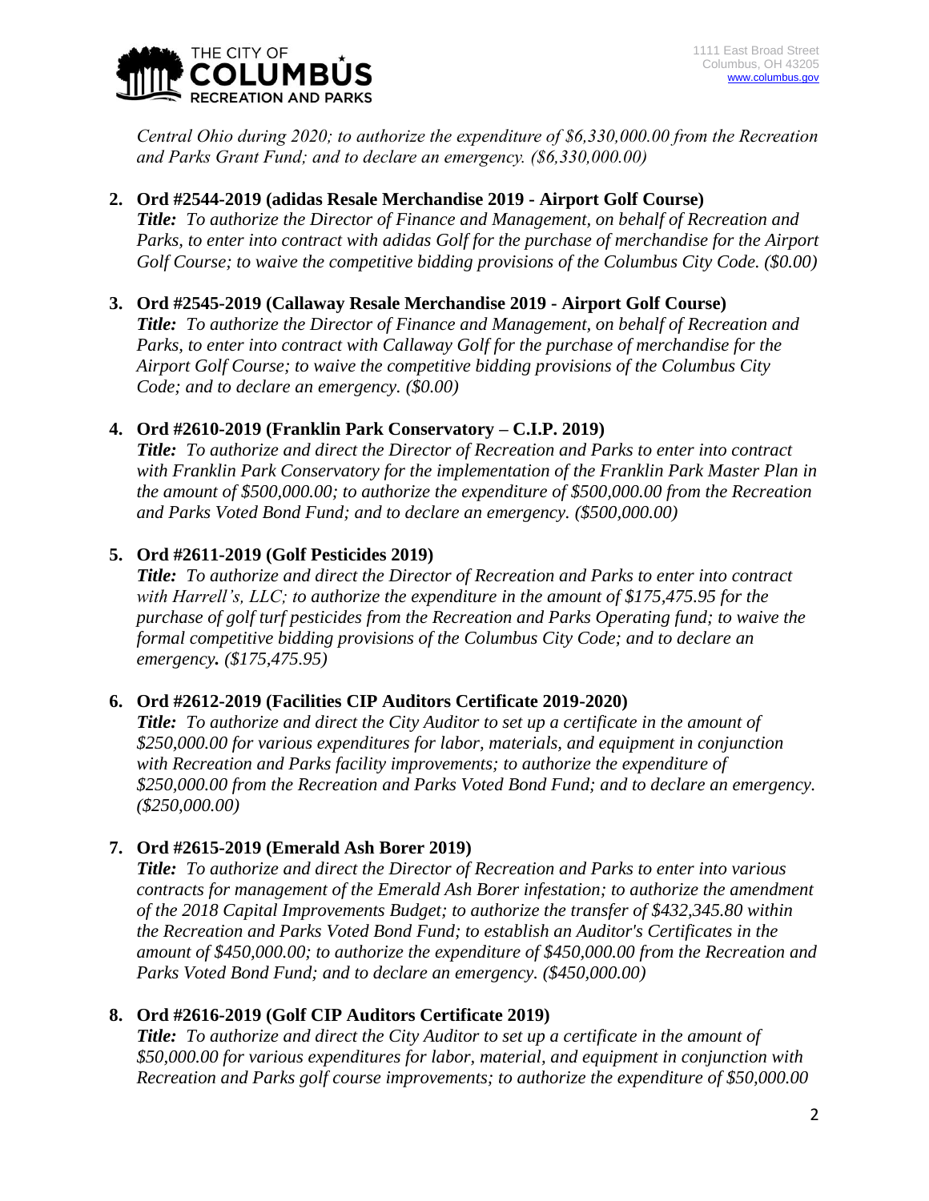*Central Ohio during 2020; to authorize the expenditure of $6,330,000.00 from the Recreation and Parks Grant Fund; and to declare an emergency. ($6,330,000.00)*

2. **Ord #2544-2019 (adidas Resale Merchandise 2019 - Airport Golf Course)**
   ***Title:*** *To authorize the Director of Finance and Management, on behalf of Recreation and Parks, to enter into contract with adidas Golf for the purchase of merchandise for the Airport Golf Course; to waive the competitive bidding provisions of the Columbus City Code. ($0.00)*

3. **Ord #2545-2019 (Callaway Resale Merchandise 2019 - Airport Golf Course)**
   ***Title:*** *To authorize the Director of Finance and Management, on behalf of Recreation and Parks, to enter into contract with Callaway Golf for the purchase of merchandise for the Airport Golf Course; to waive the competitive bidding provisions of the Columbus City Code; and to declare an emergency. ($0.00)*

4. **Ord #2610-2019 (Franklin Park Conservatory – C.I.P. 2019)**
   ***Title:*** *To authorize and direct the Director of Recreation and Parks to enter into contract with Franklin Park Conservatory for the implementation of the Franklin Park Master Plan in the amount of $500,000.00; to authorize the expenditure of $500,000.00 from the Recreation and Parks Voted Bond Fund; and to declare an emergency. ($500,000.00)*

5. **Ord #2611-2019 (Golf Pesticides 2019)**
   ***Title:*** *To authorize and direct the Director of Recreation and Parks to enter into contract with Harrell's, LLC; to authorize the expenditure in the amount of $175,475.95 for the purchase of golf turf pesticides from the Recreation and Parks Operating fund; to waive the formal competitive bidding provisions of the Columbus City Code; and to declare an emergency. ($175,475.95)*

6. **Ord #2612-2019 (Facilities CIP Auditors Certificate 2019-2020)**
   ***Title:*** *To authorize and direct the City Auditor to set up a certificate in the amount of $250,000.00 for various expenditures for labor, materials, and equipment in conjunction with Recreation and Parks facility improvements; to authorize the expenditure of $250,000.00 from the Recreation and Parks Voted Bond Fund; and to declare an emergency. ($250,000.00)*

7. **Ord #2615-2019 (Emerald Ash Borer 2019)**
   ***Title:*** *To authorize and direct the Director of Recreation and Parks to enter into various contracts for management of the Emerald Ash Borer infestation; to authorize the amendment of the 2018 Capital Improvements Budget; to authorize the transfer of $432,345.80 within the Recreation and Parks Voted Bond Fund; to establish an Auditor's Certificates in the amount of $450,000.00; to authorize the expenditure of $450,000.00 from the Recreation and Parks Voted Bond Fund; and to declare an emergency. ($450,000.00)*

8. **Ord #2616-2019 (Golf CIP Auditors Certificate 2019)**
   ***Title:*** *To authorize and direct the City Auditor to set up a certificate in the amount of $50,000.00 for various expenditures for labor, material, and equipment in conjunction with Recreation and Parks golf course improvements; to authorize the expenditure of $50,000.00*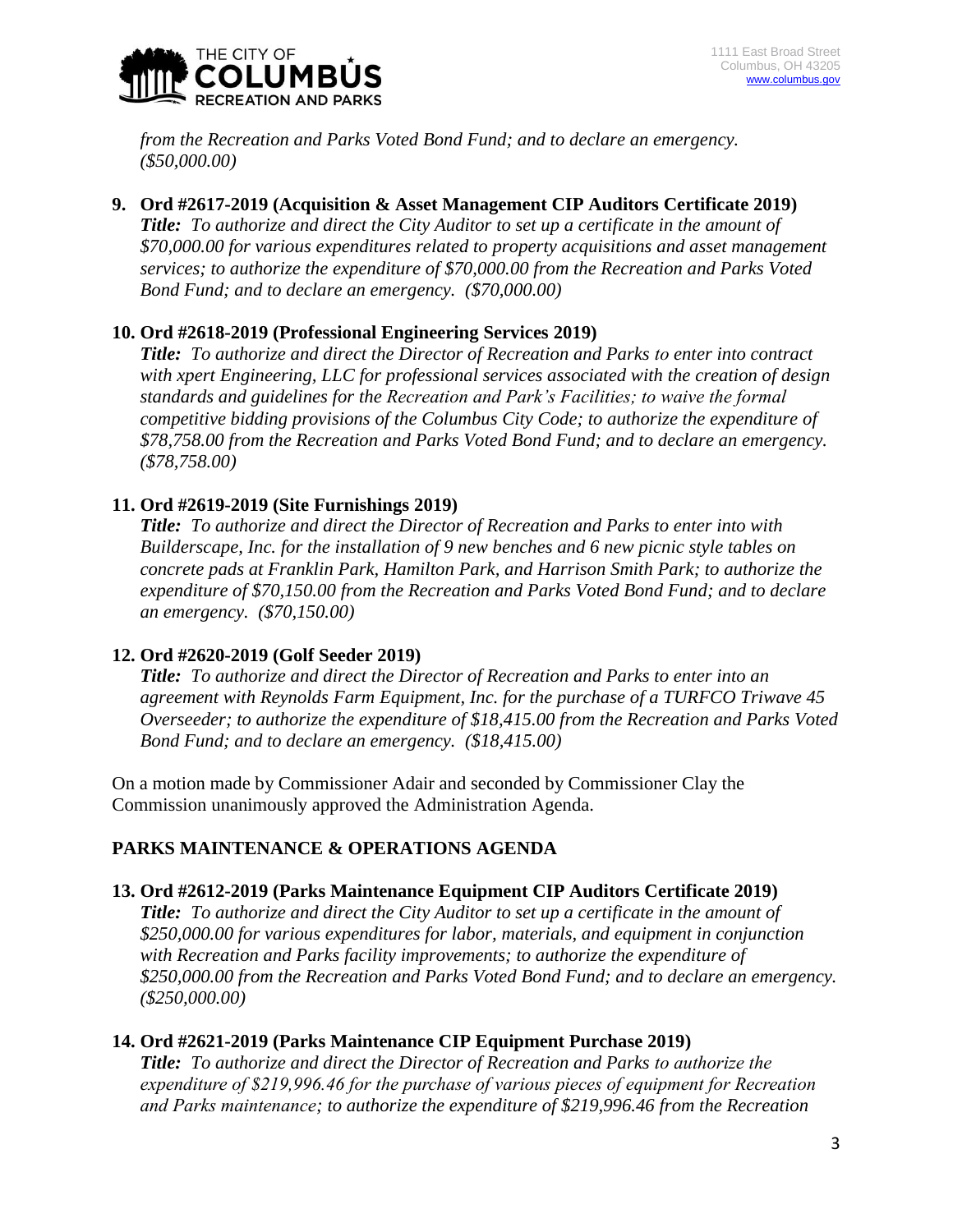*from the Recreation and Parks Voted Bond Fund; and to declare an emergency. ($50,000.00)*

**9. Ord #2617-2019 (Acquisition & Asset Management CIP Auditors Certificate 2019)**
***Title:*** *To authorize and direct the City Auditor to set up a certificate in the amount of $70,000.00 for various expenditures related to property acquisitions and asset management services; to authorize the expenditure of $70,000.00 from the Recreation and Parks Voted Bond Fund; and to declare an emergency. ($70,000.00)*

**10. Ord #2618-2019 (Professional Engineering Services 2019)**
***Title:*** *To authorize and direct the Director of Recreation and Parks to enter into contract with xpert Engineering, LLC for professional services associated with the creation of design standards and guidelines for the Recreation and Park's Facilities; to waive the formal competitive bidding provisions of the Columbus City Code; to authorize the expenditure of $78,758.00 from the Recreation and Parks Voted Bond Fund; and to declare an emergency. ($78,758.00)*

**11. Ord #2619-2019 (Site Furnishings 2019)**
***Title:*** *To authorize and direct the Director of Recreation and Parks to enter into with Builderscape, Inc. for the installation of 9 new benches and 6 new picnic style tables on concrete pads at Franklin Park, Hamilton Park, and Harrison Smith Park; to authorize the expenditure of $70,150.00 from the Recreation and Parks Voted Bond Fund; and to declare an emergency. ($70,150.00)*

**12. Ord #2620-2019 (Golf Seeder 2019)**
***Title:*** *To authorize and direct the Director of Recreation and Parks to enter into an agreement with Reynolds Farm Equipment, Inc. for the purchase of a TURFCO Triwave 45 Overseeder; to authorize the expenditure of $18,415.00 from the Recreation and Parks Voted Bond Fund; and to declare an emergency. ($18,415.00)*

On a motion made by Commissioner Adair and seconded by Commissioner Clay the Commission unanimously approved the Administration Agenda.

## PARKS MAINTENANCE & OPERATIONS AGENDA

**13. Ord #2612-2019 (Parks Maintenance Equipment CIP Auditors Certificate 2019)**
***Title:*** *To authorize and direct the City Auditor to set up a certificate in the amount of $250,000.00 for various expenditures for labor, materials, and equipment in conjunction with Recreation and Parks facility improvements; to authorize the expenditure of $250,000.00 from the Recreation and Parks Voted Bond Fund; and to declare an emergency. ($250,000.00)*

**14. Ord #2621-2019 (Parks Maintenance CIP Equipment Purchase 2019)**
***Title:*** *To authorize and direct the Director of Recreation and Parks to authorize the expenditure of $219,996.46 for the purchase of various pieces of equipment for Recreation and Parks maintenance; to authorize the expenditure of $219,996.46 from the Recreation*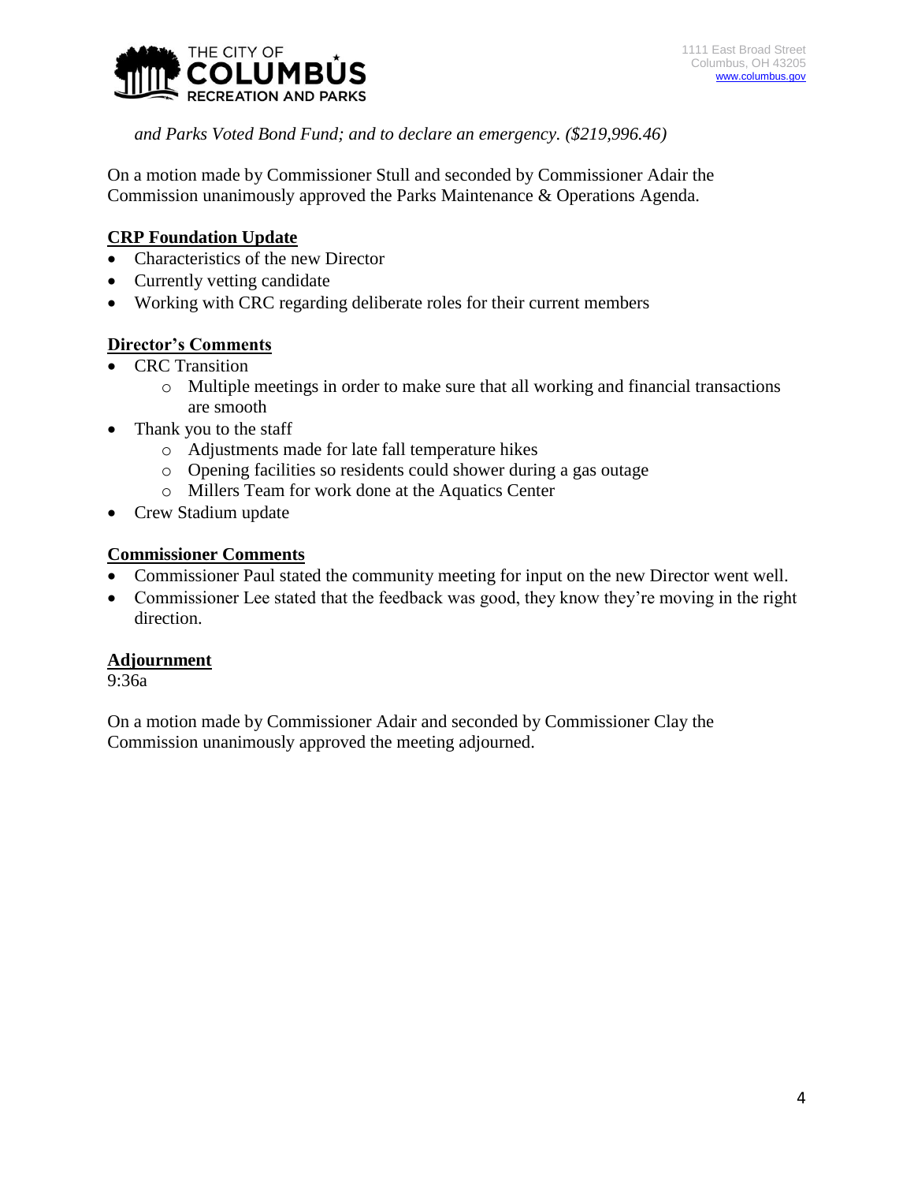*and Parks Voted Bond Fund; and to declare an emergency. ($219,996.46)*

On a motion made by Commissioner Stull and seconded by Commissioner Adair the Commission unanimously approved the Parks Maintenance & Operations Agenda.

**CRP Foundation Update**

- Characteristics of the new Director
- Currently vetting candidate
- Working with CRC regarding deliberate roles for their current members

**Director's Comments**

- CRC Transition
  - Multiple meetings in order to make sure that all working and financial transactions are smooth
- Thank you to the staff
  - Adjustments made for late fall temperature hikes
  - Opening facilities so residents could shower during a gas outage
  - Millers Team for work done at the Aquatics Center
- Crew Stadium update

**Commissioner Comments**

- Commissioner Paul stated the community meeting for input on the new Director went well.
- Commissioner Lee stated that the feedback was good, they know they're moving in the right direction.

**Adjournment**

9:36a

On a motion made by Commissioner Adair and seconded by Commissioner Clay the Commission unanimously approved the meeting adjourned.